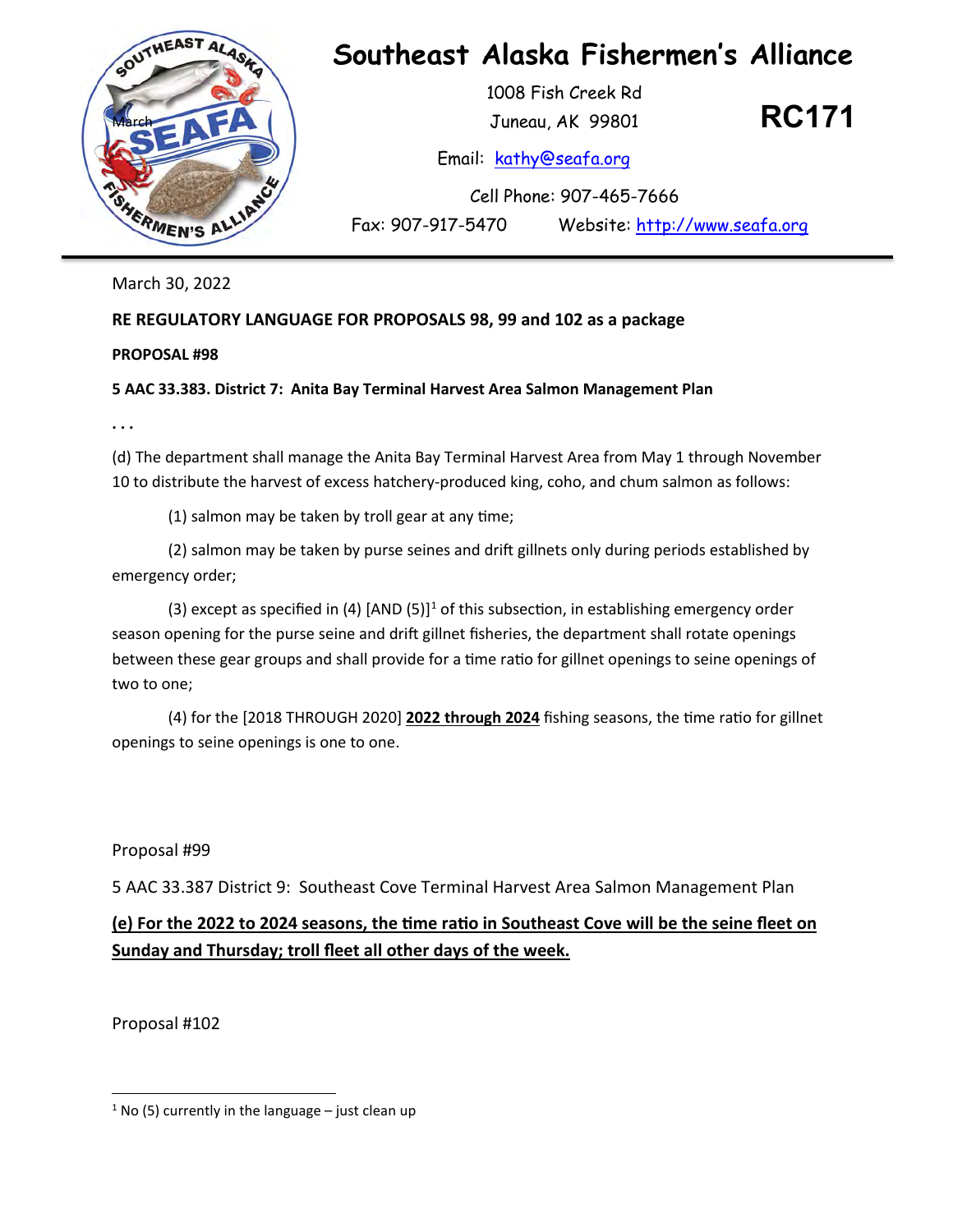# Southeast Alaska Fishermen's Alliance

1008 Fish Creek Rd
Juneau, AK 99801

**RC171**

Email: kathy@seafa.org

Cell Phone: 907-465-7666

Fax: 907-917-5470 Website: http://www.seafa.org

---

March 30, 2022

**RE REGULATORY LANGUAGE FOR PROPOSALS 98, 99 and 102 as a package**

**PROPOSAL #98**

**5 AAC 33.383. District 7: Anita Bay Terminal Harvest Area Salmon Management Plan**

**. . .**

(d) The department shall manage the Anita Bay Terminal Harvest Area from May 1 through November 10 to distribute the harvest of excess hatchery-produced king, coho, and chum salmon as follows:

(1) salmon may be taken by troll gear at any time;

(2) salmon may be taken by purse seines and drift gillnets only during periods established by emergency order;

(3) except as specified in (4) [AND (5)][1] of this subsection, in establishing emergency order season opening for the purse seine and drift gillnet fisheries, the department shall rotate openings between these gear groups and shall provide for a time ratio for gillnet openings to seine openings of two to one;

(4) for the [2018 THROUGH 2020] **<u>2022 through 2024</u>** fishing seasons, the time ratio for gillnet openings to seine openings is one to one.

Proposal #99

5 AAC 33.387 District 9: Southeast Cove Terminal Harvest Area Salmon Management Plan

**<u>(e) For the 2022 to 2024 seasons, the time ratio in Southeast Cove will be the seine fleet on Sunday and Thursday; troll fleet all other days of the week.</u>**

Proposal #102

---

[1] No (5) currently in the language – just clean up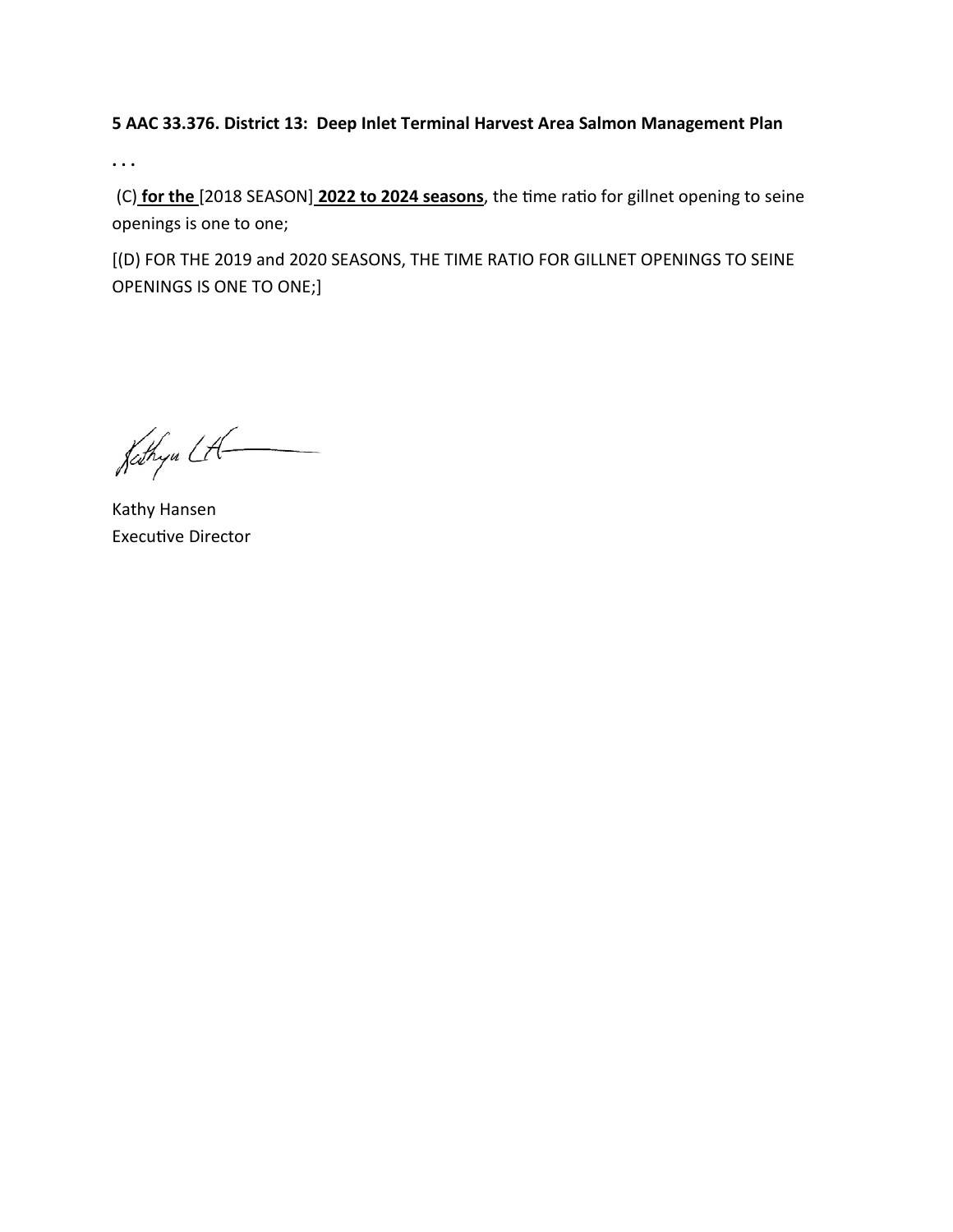**5 AAC 33.376. District 13: Deep Inlet Terminal Harvest Area Salmon Management Plan**

. . .

(C) **<u>for the</u>** [2018 SEASON] **<u>2022 to 2024 seasons</u>**, the time ratio for gillnet opening to seine openings is one to one;

[(D) FOR THE 2019 and 2020 SEASONS, THE TIME RATIO FOR GILLNET OPENINGS TO SEINE OPENINGS IS ONE TO ONE;]

Kathy Hansen
Executive Director